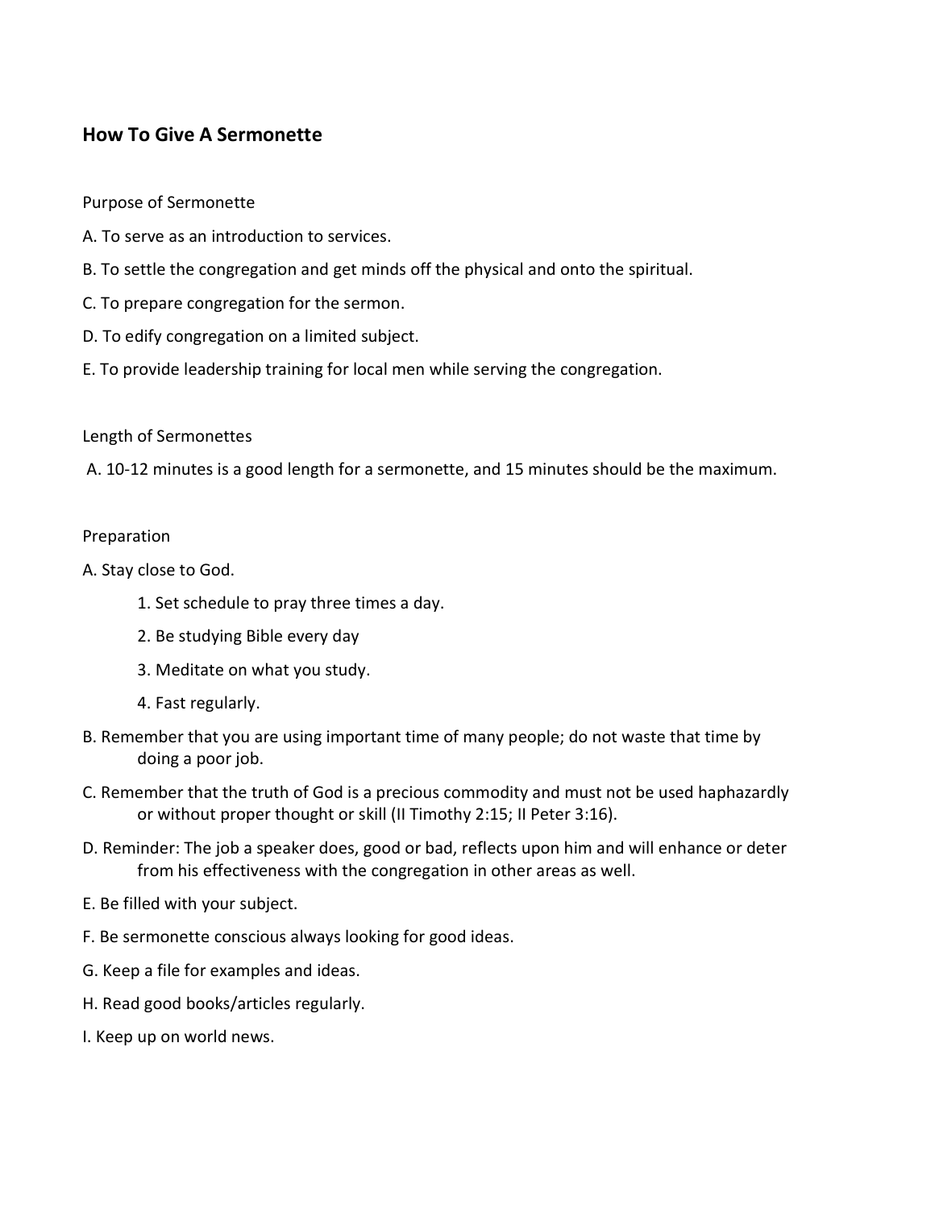# How To Give A Sermonette

Purpose of Sermonette

A. To serve as an introduction to services.

B. To settle the congregation and get minds off the physical and onto the spiritual.

C. To prepare congregation for the sermon.

D. To edify congregation on a limited subject.

E. To provide leadership training for local men while serving the congregation.

Length of Sermonettes

A. 10-12 minutes is a good length for a sermonette, and 15 minutes should be the maximum.

Preparation

A. Stay close to God.

1. Set schedule to pray three times a day.
2. Be studying Bible every day
3. Meditate on what you study.
4. Fast regularly.

B. Remember that you are using important time of many people; do not waste that time by doing a poor job.

C. Remember that the truth of God is a precious commodity and must not be used haphazardly or without proper thought or skill (II Timothy 2:15; II Peter 3:16).

D. Reminder: The job a speaker does, good or bad, reflects upon him and will enhance or deter from his effectiveness with the congregation in other areas as well.

E. Be filled with your subject.

F. Be sermonette conscious always looking for good ideas.

G. Keep a file for examples and ideas.

H. Read good books/articles regularly.

I. Keep up on world news.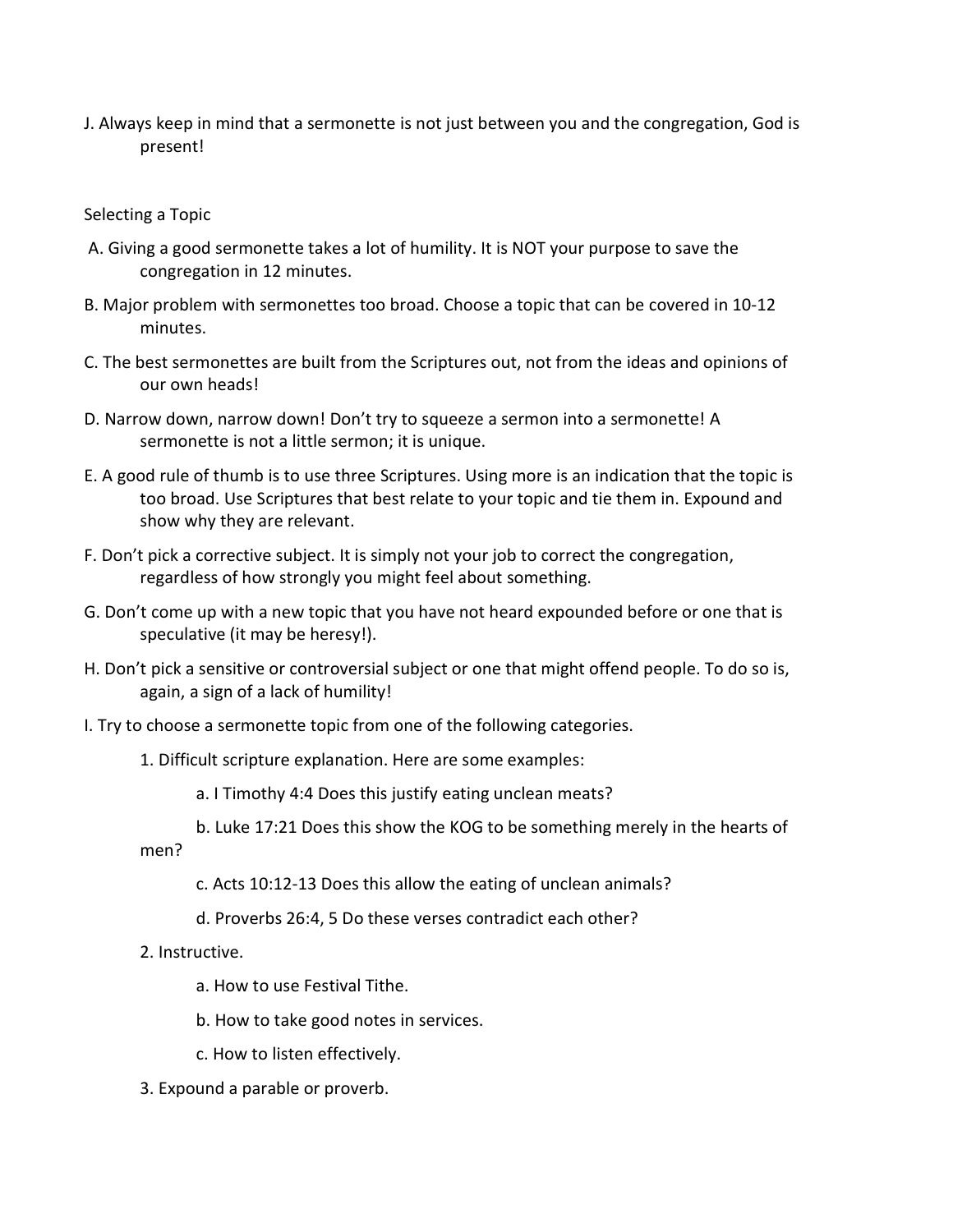J. Always keep in mind that a sermonette is not just between you and the congregation, God is present!

Selecting a Topic

A. Giving a good sermonette takes a lot of humility. It is NOT your purpose to save the congregation in 12 minutes.

B. Major problem with sermonettes too broad. Choose a topic that can be covered in 10-12 minutes.

C. The best sermonettes are built from the Scriptures out, not from the ideas and opinions of our own heads!

D. Narrow down, narrow down! Don't try to squeeze a sermon into a sermonette! A sermonette is not a little sermon; it is unique.

E. A good rule of thumb is to use three Scriptures. Using more is an indication that the topic is too broad. Use Scriptures that best relate to your topic and tie them in. Expound and show why they are relevant.

F. Don't pick a corrective subject. It is simply not your job to correct the congregation, regardless of how strongly you might feel about something.

G. Don't come up with a new topic that you have not heard expounded before or one that is speculative (it may be heresy!).

H. Don't pick a sensitive or controversial subject or one that might offend people. To do so is, again, a sign of a lack of humility!

I. Try to choose a sermonette topic from one of the following categories.

1. Difficult scripture explanation. Here are some examples:
   - a. I Timothy 4:4 Does this justify eating unclean meats?
   - b. Luke 17:21 Does this show the KOG to be something merely in the hearts of men?
   - c. Acts 10:12-13 Does this allow the eating of unclean animals?
   - d. Proverbs 26:4, 5 Do these verses contradict each other?
2. Instructive.
   - a. How to use Festival Tithe.
   - b. How to take good notes in services.
   - c. How to listen effectively.
3. Expound a parable or proverb.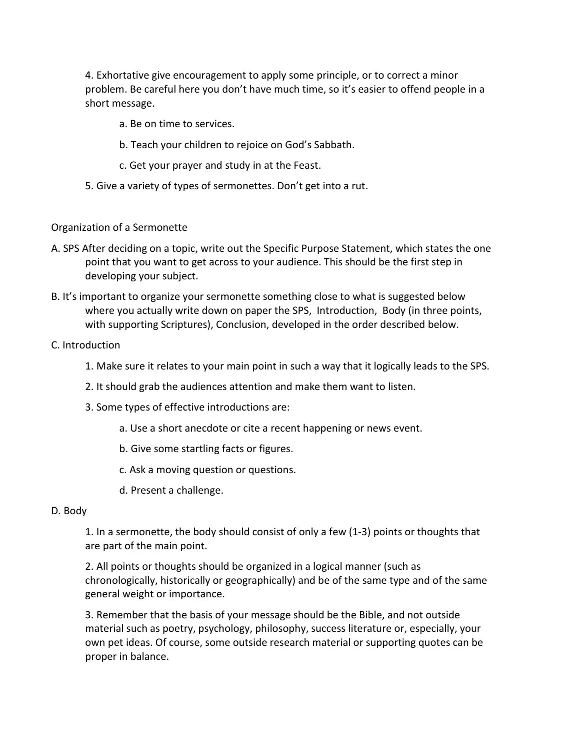4. Exhortative give encouragement to apply some principle, or to correct a minor problem. Be careful here you don't have much time, so it's easier to offend people in a short message.

    a. Be on time to services.

    b. Teach your children to rejoice on God's Sabbath.

    c. Get your prayer and study in at the Feast.

5. Give a variety of types of sermonettes. Don't get into a rut.

Organization of a Sermonette

A. SPS After deciding on a topic, write out the Specific Purpose Statement, which states the one point that you want to get across to your audience. This should be the first step in developing your subject.

B. It's important to organize your sermonette something close to what is suggested below where you actually write down on paper the SPS, Introduction, Body (in three points, with supporting Scriptures), Conclusion, developed in the order described below.

C. Introduction

    1. Make sure it relates to your main point in such a way that it logically leads to the SPS.

    2. It should grab the audiences attention and make them want to listen.

    3. Some types of effective introductions are:

        a. Use a short anecdote or cite a recent happening or news event.

        b. Give some startling facts or figures.

        c. Ask a moving question or questions.

        d. Present a challenge.

D. Body

    1. In a sermonette, the body should consist of only a few (1-3) points or thoughts that are part of the main point.

    2. All points or thoughts should be organized in a logical manner (such as chronologically, historically or geographically) and be of the same type and of the same general weight or importance.

    3. Remember that the basis of your message should be the Bible, and not outside material such as poetry, psychology, philosophy, success literature or, especially, your own pet ideas. Of course, some outside research material or supporting quotes can be proper in balance.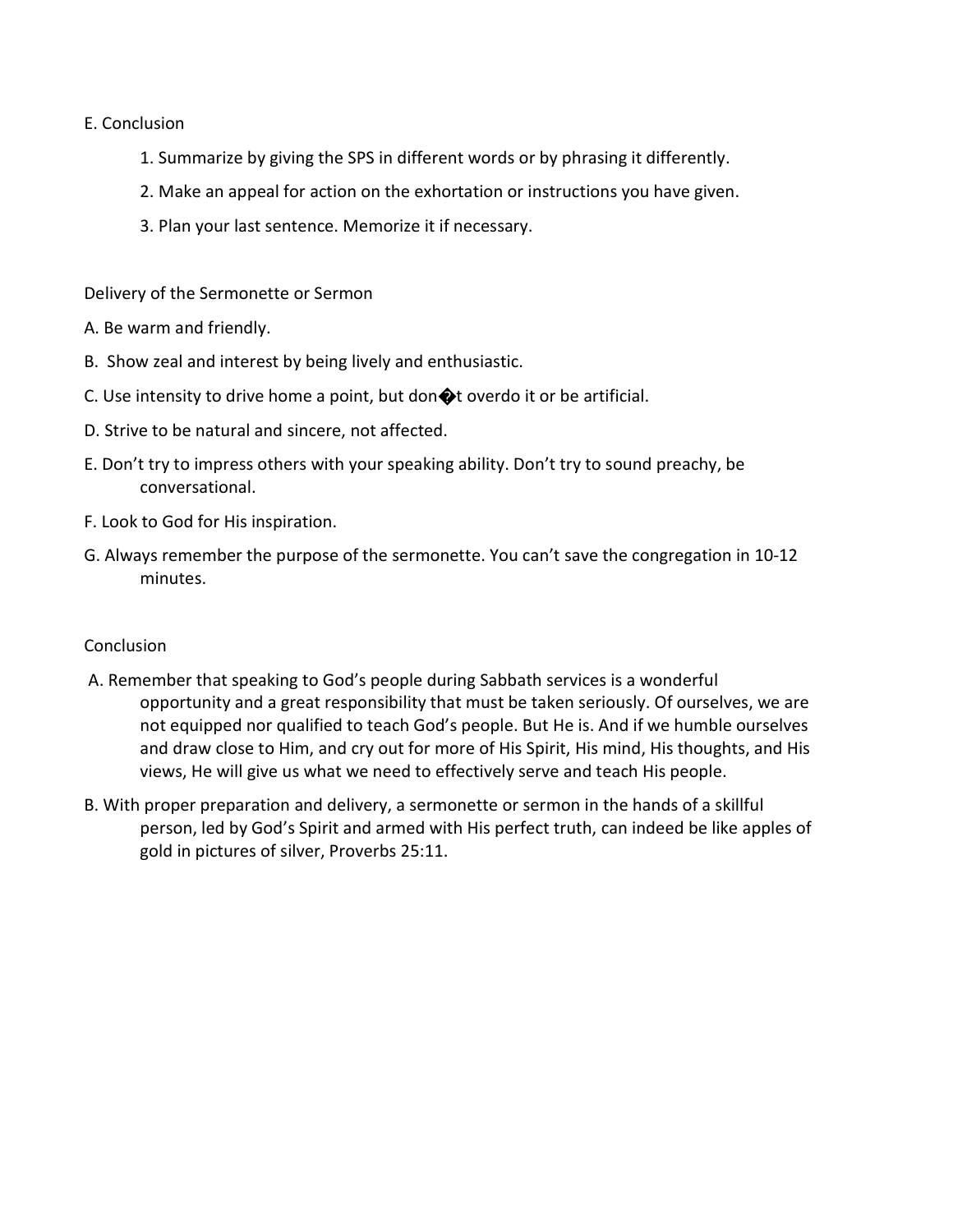E. Conclusion

1. Summarize by giving the SPS in different words or by phrasing it differently.
2. Make an appeal for action on the exhortation or instructions you have given.
3. Plan your last sentence. Memorize it if necessary.

Delivery of the Sermonette or Sermon

A. Be warm and friendly.

B. Show zeal and interest by being lively and enthusiastic.

C. Use intensity to drive home a point, but don�t overdo it or be artificial.

D. Strive to be natural and sincere, not affected.

E. Don't try to impress others with your speaking ability. Don't try to sound preachy, be conversational.

F. Look to God for His inspiration.

G. Always remember the purpose of the sermonette. You can't save the congregation in 10-12 minutes.

Conclusion

A. Remember that speaking to God's people during Sabbath services is a wonderful opportunity and a great responsibility that must be taken seriously. Of ourselves, we are not equipped nor qualified to teach God's people. But He is. And if we humble ourselves and draw close to Him, and cry out for more of His Spirit, His mind, His thoughts, and His views, He will give us what we need to effectively serve and teach His people.

B. With proper preparation and delivery, a sermonette or sermon in the hands of a skillful person, led by God's Spirit and armed with His perfect truth, can indeed be like apples of gold in pictures of silver, Proverbs 25:11.